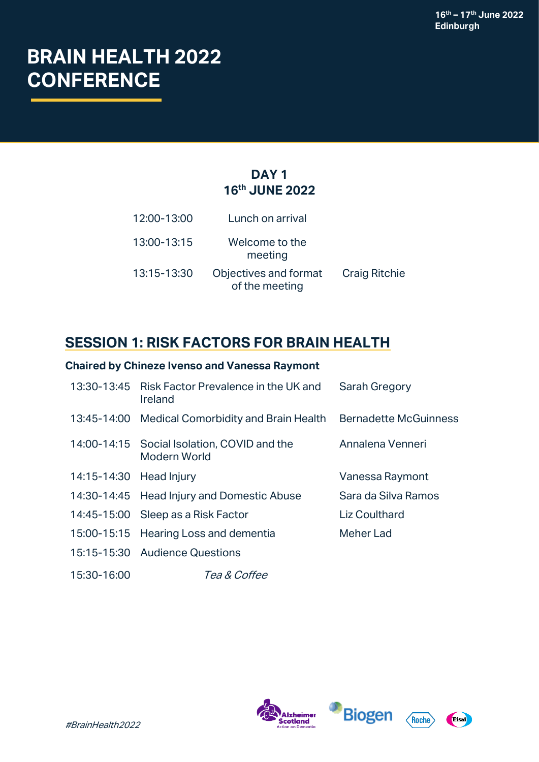16th – 17th June 2022
Edinburgh

# BRAIN HEALTH 2022 CONFERENCE

## DAY 1
## 16th JUNE 2022

| | | |
|---|---|---|
| 12:00-13:00 | Lunch on arrival | |
| 13:00-13:15 | Welcome to the meeting | |
| 13:15-13:30 | Objectives and format of the meeting | Craig Ritchie |

## SESSION 1: RISK FACTORS FOR BRAIN HEALTH

**Chaired by Chineze Ivenso and Vanessa Raymont**

| | | |
|---|---|---|
| 13:30-13:45 | Risk Factor Prevalence in the UK and Ireland | Sarah Gregory |
| 13:45-14:00 | Medical Comorbidity and Brain Health | Bernadette McGuinness |
| 14:00-14:15 | Social Isolation, COVID and the Modern World | Annalena Venneri |
| 14:15-14:30 | Head Injury | Vanessa Raymont |
| 14:30-14:45 | Head Injury and Domestic Abuse | Sara da Silva Ramos |
| 14:45-15:00 | Sleep as a Risk Factor | Liz Coulthard |
| 15:00-15:15 | Hearing Loss and dementia | Meher Lad |
| 15:15-15:30 | Audience Questions | |
| 15:30-16:00 | *Tea & Coffee* | |

*#BrainHealth2022*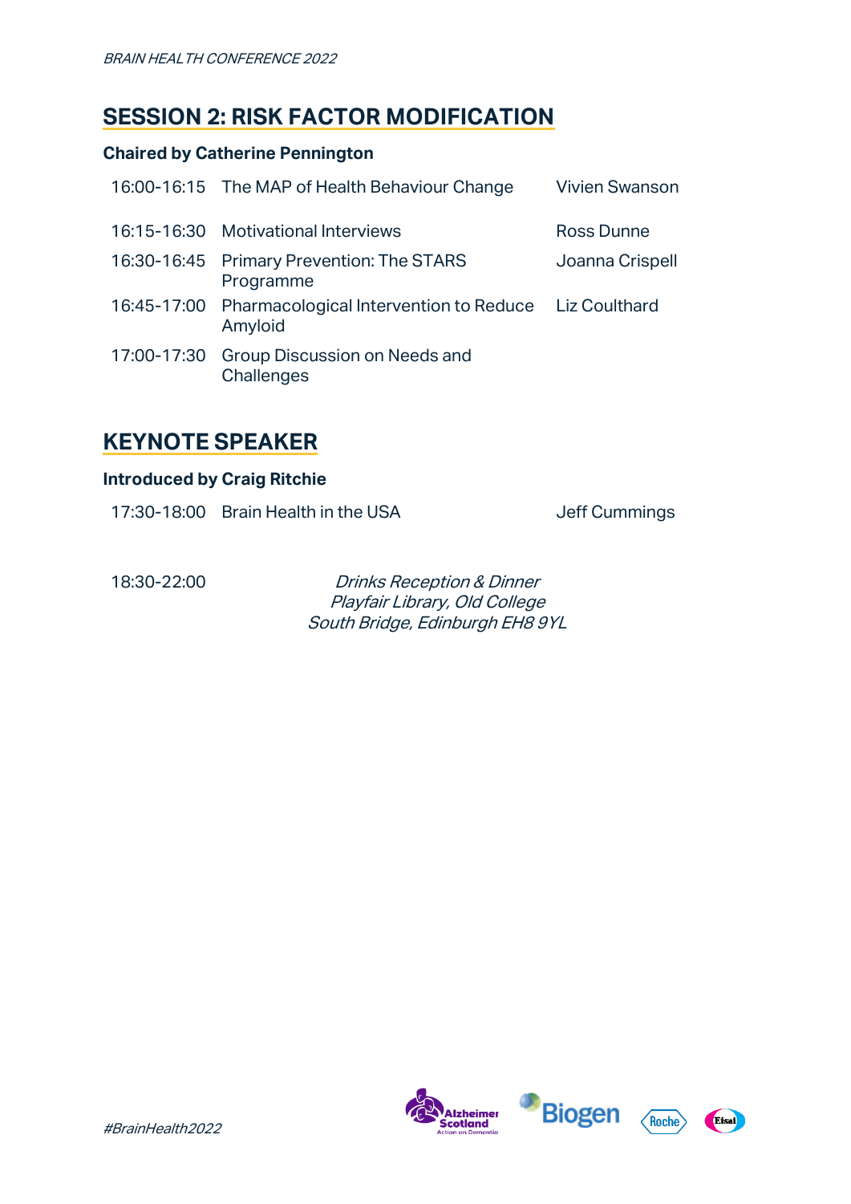## SESSION 2: RISK FACTOR MODIFICATION

**Chaired by Catherine Pennington**

| | | |
|---|---|---|
| 16:00-16:15 | The MAP of Health Behaviour Change | Vivien Swanson |
| 16:15-16:30 | Motivational Interviews | Ross Dunne |
| 16:30-16:45 | Primary Prevention: The STARS Programme | Joanna Crispell |
| 16:45-17:00 | Pharmacological Intervention to Reduce Amyloid | Liz Coulthard |
| 17:00-17:30 | Group Discussion on Needs and Challenges | |

## KEYNOTE SPEAKER

**Introduced by Craig Ritchie**

| | | |
|---|---|---|
| 17:30-18:00 | Brain Health in the USA | Jeff Cummings |

18:30-22:00

*Drinks Reception & Dinner*
*Playfair Library, Old College*
*South Bridge, Edinburgh EH8 9YL*

#BrainHealth2022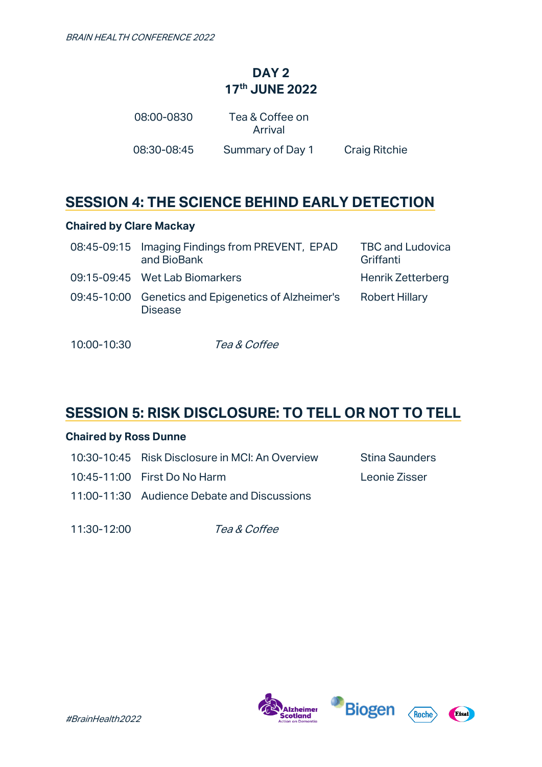## DAY 2
## 17th JUNE 2022

| | | |
|---|---|---|
| 08:00-0830 | Tea & Coffee on Arrival | |
| 08:30-08:45 | Summary of Day 1 | Craig Ritchie |

## SESSION 4: THE SCIENCE BEHIND EARLY DETECTION

**Chaired by Clare Mackay**

| | | |
|---|---|---|
| 08:45-09:15 | Imaging Findings from PREVENT, EPAD and BioBank | TBC and Ludovica Griffanti |
| 09:15-09:45 | Wet Lab Biomarkers | Henrik Zetterberg |
| 09:45-10:00 | Genetics and Epigenetics of Alzheimer's Disease | Robert Hillary |
| 10:00-10:30 | *Tea & Coffee* | |

## SESSION 5: RISK DISCLOSURE: TO TELL OR NOT TO TELL

**Chaired by Ross Dunne**

| | | |
|---|---|---|
| 10:30-10:45 | Risk Disclosure in MCI: An Overview | Stina Saunders |
| 10:45-11:00 | First Do No Harm | Leonie Zisser |
| 11:00-11:30 | Audience Debate and Discussions | |
| 11:30-12:00 | *Tea & Coffee* | |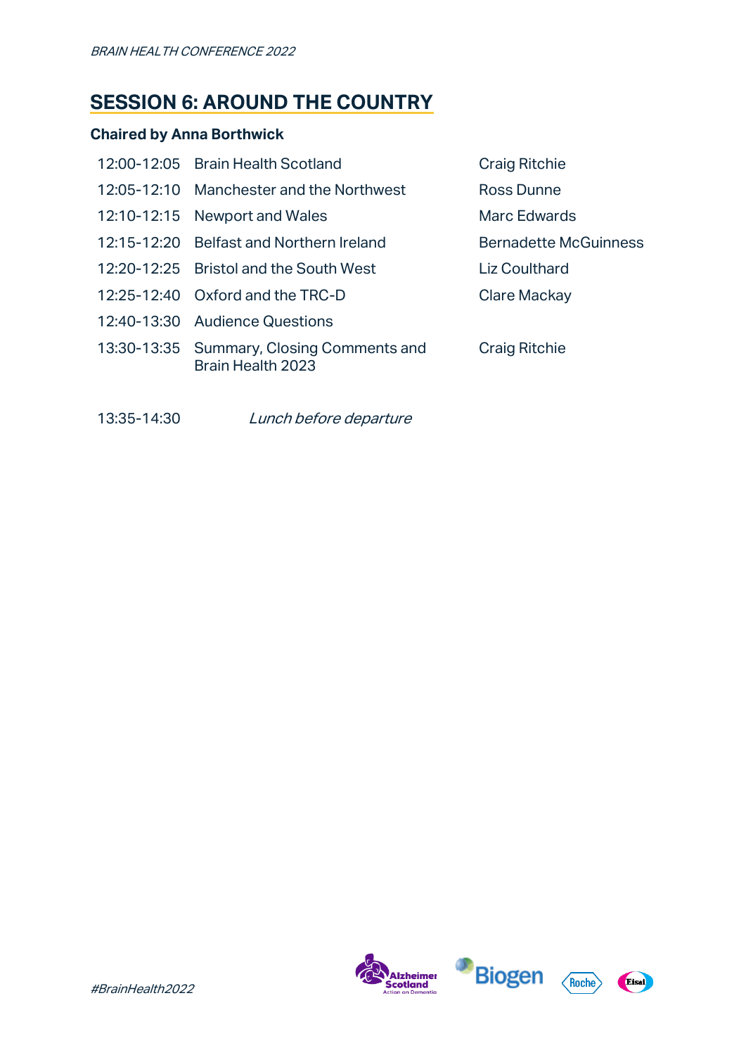## SESSION 6: AROUND THE COUNTRY

**Chaired by Anna Borthwick**

| | | |
|---|---|---|
| 12:00-12:05 | Brain Health Scotland | Craig Ritchie |
| 12:05-12:10 | Manchester and the Northwest | Ross Dunne |
| 12:10-12:15 | Newport and Wales | Marc Edwards |
| 12:15-12:20 | Belfast and Northern Ireland | Bernadette McGuinness |
| 12:20-12:25 | Bristol and the South West | Liz Coulthard |
| 12:25-12:40 | Oxford and the TRC-D | Clare Mackay |
| 12:40-13:30 | Audience Questions | |
| 13:30-13:35 | Summary, Closing Comments and Brain Health 2023 | Craig Ritchie |

13:35-14:30 *Lunch before departure*

*#BrainHealth2022*